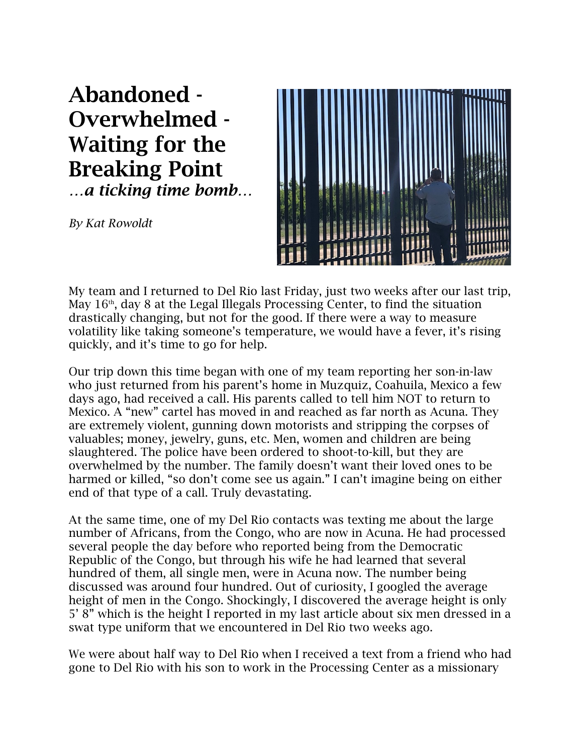# Abandoned - Overwhelmed - Waiting for the Breaking Point

*…a ticking time bomb…*

*By Kat Rowoldt*

My team and I returned to Del Rio last Friday, just two weeks after our last trip, May 16th, day 8 at the Legal Illegals Processing Center, to find the situation drastically changing, but not for the good. If there were a way to measure volatility like taking someone's temperature, we would have a fever, it's rising quickly, and it's time to go for help.

Our trip down this time began with one of my team reporting her son-in-law who just returned from his parent's home in Muzquiz, Coahuila, Mexico a few days ago, had received a call. His parents called to tell him NOT to return to Mexico. A "new" cartel has moved in and reached as far north as Acuna. They are extremely violent, gunning down motorists and stripping the corpses of valuables; money, jewelry, guns, etc. Men, women and children are being slaughtered. The police have been ordered to shoot-to-kill, but they are overwhelmed by the number. The family doesn't want their loved ones to be harmed or killed, "so don't come see us again." I can't imagine being on either end of that type of a call. Truly devastating.

At the same time, one of my Del Rio contacts was texting me about the large number of Africans, from the Congo, who are now in Acuna. He had processed several people the day before who reported being from the Democratic Republic of the Congo, but through his wife he had learned that several hundred of them, all single men, were in Acuna now. The number being discussed was around four hundred. Out of curiosity, I googled the average height of men in the Congo. Shockingly, I discovered the average height is only 5' 8" which is the height I reported in my last article about six men dressed in a swat type uniform that we encountered in Del Rio two weeks ago.

We were about half way to Del Rio when I received a text from a friend who had gone to Del Rio with his son to work in the Processing Center as a missionary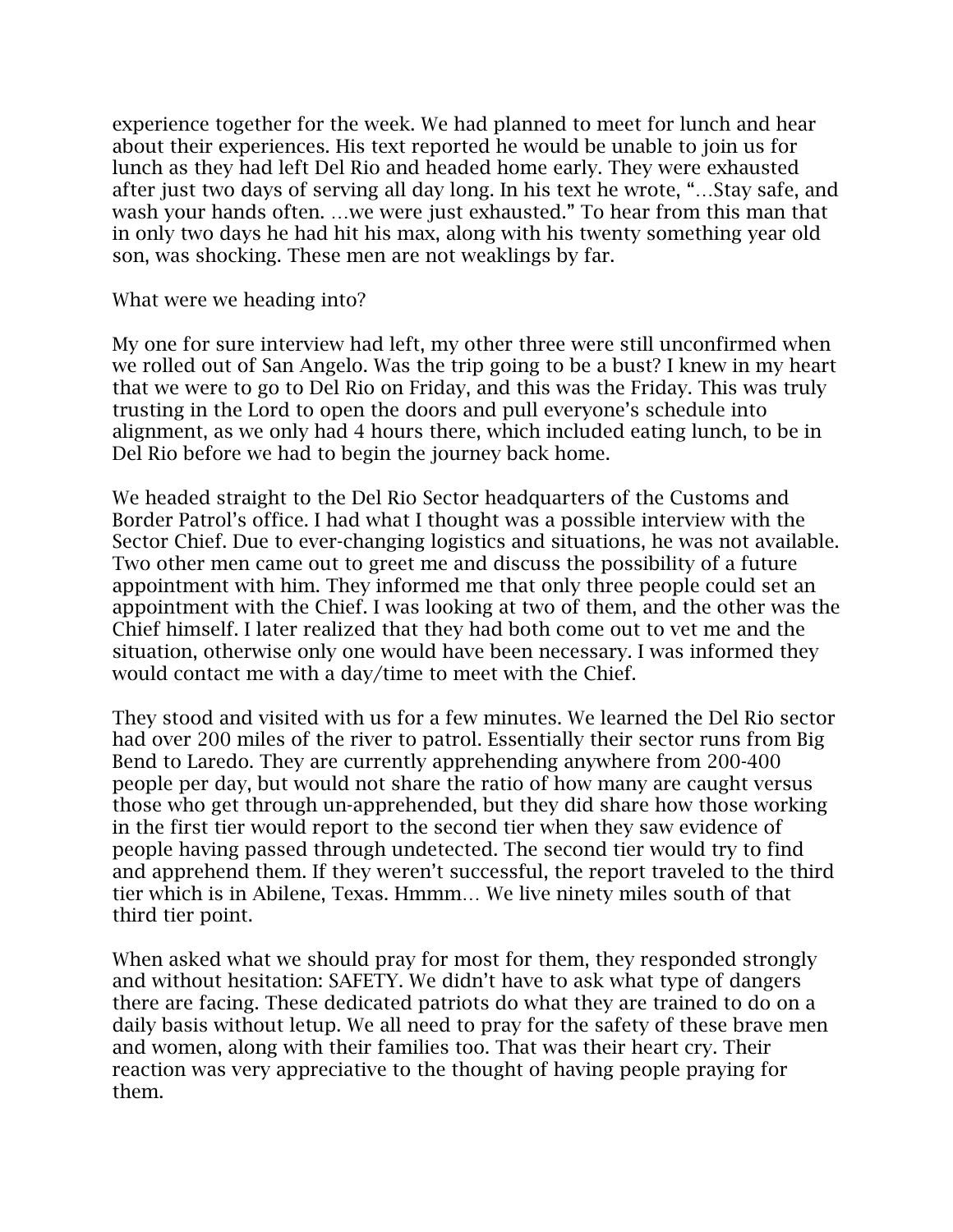experience together for the week. We had planned to meet for lunch and hear about their experiences. His text reported he would be unable to join us for lunch as they had left Del Rio and headed home early. They were exhausted after just two days of serving all day long. In his text he wrote, "…Stay safe, and wash your hands often. …we were just exhausted." To hear from this man that in only two days he had hit his max, along with his twenty something year old son, was shocking. These men are not weaklings by far.

What were we heading into?

My one for sure interview had left, my other three were still unconfirmed when we rolled out of San Angelo. Was the trip going to be a bust? I knew in my heart that we were to go to Del Rio on Friday, and this was the Friday. This was truly trusting in the Lord to open the doors and pull everyone's schedule into alignment, as we only had 4 hours there, which included eating lunch, to be in Del Rio before we had to begin the journey back home.

We headed straight to the Del Rio Sector headquarters of the Customs and Border Patrol's office. I had what I thought was a possible interview with the Sector Chief. Due to ever-changing logistics and situations, he was not available. Two other men came out to greet me and discuss the possibility of a future appointment with him. They informed me that only three people could set an appointment with the Chief. I was looking at two of them, and the other was the Chief himself. I later realized that they had both come out to vet me and the situation, otherwise only one would have been necessary. I was informed they would contact me with a day/time to meet with the Chief.

They stood and visited with us for a few minutes. We learned the Del Rio sector had over 200 miles of the river to patrol. Essentially their sector runs from Big Bend to Laredo. They are currently apprehending anywhere from 200-400 people per day, but would not share the ratio of how many are caught versus those who get through un-apprehended, but they did share how those working in the first tier would report to the second tier when they saw evidence of people having passed through undetected. The second tier would try to find and apprehend them. If they weren't successful, the report traveled to the third tier which is in Abilene, Texas. Hmmm… We live ninety miles south of that third tier point.

When asked what we should pray for most for them, they responded strongly and without hesitation: SAFETY. We didn't have to ask what type of dangers there are facing. These dedicated patriots do what they are trained to do on a daily basis without letup. We all need to pray for the safety of these brave men and women, along with their families too. That was their heart cry. Their reaction was very appreciative to the thought of having people praying for them.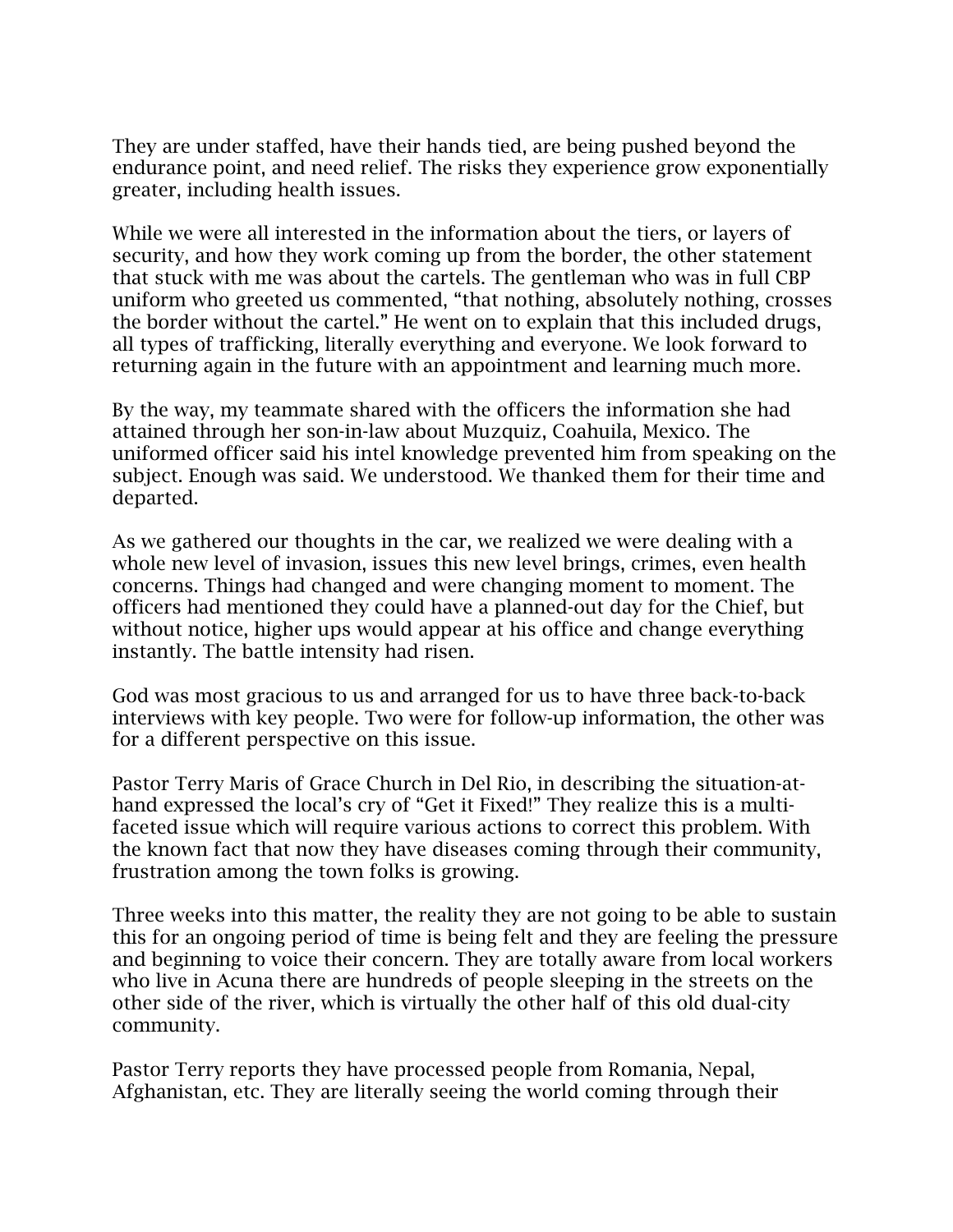They are under staffed, have their hands tied, are being pushed beyond the endurance point, and need relief. The risks they experience grow exponentially greater, including health issues.

While we were all interested in the information about the tiers, or layers of security, and how they work coming up from the border, the other statement that stuck with me was about the cartels. The gentleman who was in full CBP uniform who greeted us commented, "that nothing, absolutely nothing, crosses the border without the cartel." He went on to explain that this included drugs, all types of trafficking, literally everything and everyone. We look forward to returning again in the future with an appointment and learning much more.

By the way, my teammate shared with the officers the information she had attained through her son-in-law about Muzquiz, Coahuila, Mexico. The uniformed officer said his intel knowledge prevented him from speaking on the subject. Enough was said. We understood. We thanked them for their time and departed.

As we gathered our thoughts in the car, we realized we were dealing with a whole new level of invasion, issues this new level brings, crimes, even health concerns. Things had changed and were changing moment to moment. The officers had mentioned they could have a planned-out day for the Chief, but without notice, higher ups would appear at his office and change everything instantly. The battle intensity had risen.

God was most gracious to us and arranged for us to have three back-to-back interviews with key people. Two were for follow-up information, the other was for a different perspective on this issue.

Pastor Terry Maris of Grace Church in Del Rio, in describing the situation-at-hand expressed the local's cry of "Get it Fixed!" They realize this is a multi-faceted issue which will require various actions to correct this problem. With the known fact that now they have diseases coming through their community, frustration among the town folks is growing.

Three weeks into this matter, the reality they are not going to be able to sustain this for an ongoing period of time is being felt and they are feeling the pressure and beginning to voice their concern. They are totally aware from local workers who live in Acuna there are hundreds of people sleeping in the streets on the other side of the river, which is virtually the other half of this old dual-city community.

Pastor Terry reports they have processed people from Romania, Nepal, Afghanistan, etc. They are literally seeing the world coming through their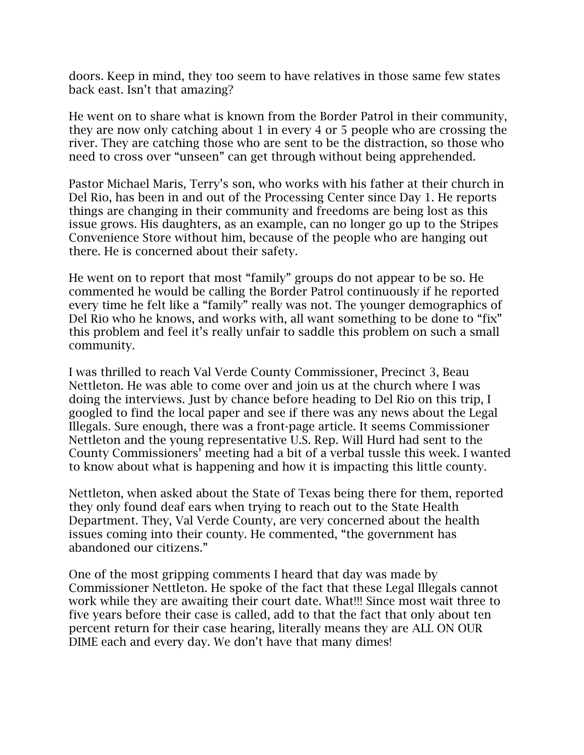doors. Keep in mind, they too seem to have relatives in those same few states back east. Isn't that amazing?

He went on to share what is known from the Border Patrol in their community, they are now only catching about 1 in every 4 or 5 people who are crossing the river. They are catching those who are sent to be the distraction, so those who need to cross over "unseen" can get through without being apprehended.

Pastor Michael Maris, Terry's son, who works with his father at their church in Del Rio, has been in and out of the Processing Center since Day 1. He reports things are changing in their community and freedoms are being lost as this issue grows. His daughters, as an example, can no longer go up to the Stripes Convenience Store without him, because of the people who are hanging out there. He is concerned about their safety.

He went on to report that most "family" groups do not appear to be so. He commented he would be calling the Border Patrol continuously if he reported every time he felt like a "family" really was not. The younger demographics of Del Rio who he knows, and works with, all want something to be done to "fix" this problem and feel it's really unfair to saddle this problem on such a small community.

I was thrilled to reach Val Verde County Commissioner, Precinct 3, Beau Nettleton. He was able to come over and join us at the church where I was doing the interviews. Just by chance before heading to Del Rio on this trip, I googled to find the local paper and see if there was any news about the Legal Illegals. Sure enough, there was a front-page article. It seems Commissioner Nettleton and the young representative U.S. Rep. Will Hurd had sent to the County Commissioners' meeting had a bit of a verbal tussle this week. I wanted to know about what is happening and how it is impacting this little county.

Nettleton, when asked about the State of Texas being there for them, reported they only found deaf ears when trying to reach out to the State Health Department. They, Val Verde County, are very concerned about the health issues coming into their county. He commented, "the government has abandoned our citizens."

One of the most gripping comments I heard that day was made by Commissioner Nettleton. He spoke of the fact that these Legal Illegals cannot work while they are awaiting their court date. What!!! Since most wait three to five years before their case is called, add to that the fact that only about ten percent return for their case hearing, literally means they are ALL ON OUR DIME each and every day. We don't have that many dimes!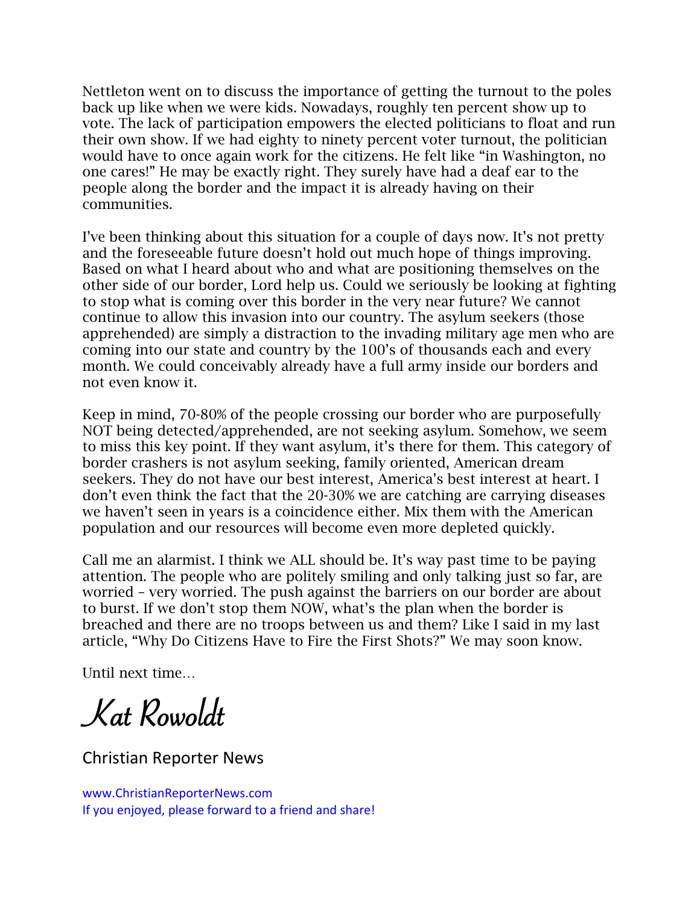Nettleton went on to discuss the importance of getting the turnout to the poles back up like when we were kids. Nowadays, roughly ten percent show up to vote. The lack of participation empowers the elected politicians to float and run their own show. If we had eighty to ninety percent voter turnout, the politician would have to once again work for the citizens. He felt like "in Washington, no one cares!" He may be exactly right. They surely have had a deaf ear to the people along the border and the impact it is already having on their communities.

I've been thinking about this situation for a couple of days now. It's not pretty and the foreseeable future doesn't hold out much hope of things improving. Based on what I heard about who and what are positioning themselves on the other side of our border, Lord help us. Could we seriously be looking at fighting to stop what is coming over this border in the very near future? We cannot continue to allow this invasion into our country. The asylum seekers (those apprehended) are simply a distraction to the invading military age men who are coming into our state and country by the 100's of thousands each and every month. We could conceivably already have a full army inside our borders and not even know it.

Keep in mind, 70-80% of the people crossing our border who are purposefully NOT being detected/apprehended, are not seeking asylum. Somehow, we seem to miss this key point. If they want asylum, it's there for them. This category of border crashers is not asylum seeking, family oriented, American dream seekers. They do not have our best interest, America's best interest at heart. I don't even think the fact that the 20-30% we are catching are carrying diseases we haven't seen in years is a coincidence either. Mix them with the American population and our resources will become even more depleted quickly.

Call me an alarmist. I think we ALL should be. It's way past time to be paying attention. The people who are politely smiling and only talking just so far, are worried – very worried. The push against the barriers on our border are about to burst. If we don't stop them NOW, what's the plan when the border is breached and there are no troops between us and them? Like I said in my last article, "Why Do Citizens Have to Fire the First Shots?" We may soon know.

Until next time…

*Kat Rowoldt*

Christian Reporter News

www.ChristianReporterNews.com
If you enjoyed, please forward to a friend and share!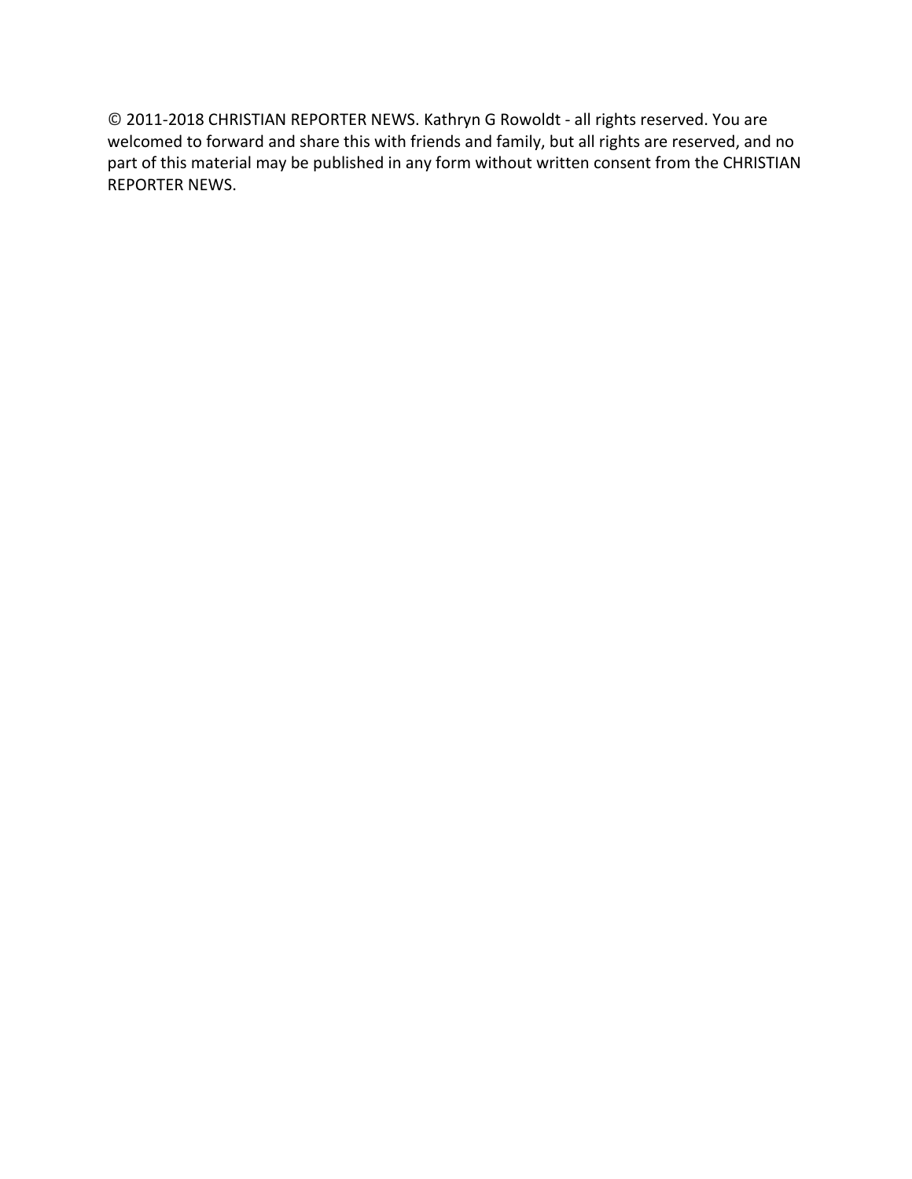© 2011-2018 CHRISTIAN REPORTER NEWS. Kathryn G Rowoldt - all rights reserved. You are welcomed to forward and share this with friends and family, but all rights are reserved, and no part of this material may be published in any form without written consent from the CHRISTIAN REPORTER NEWS.